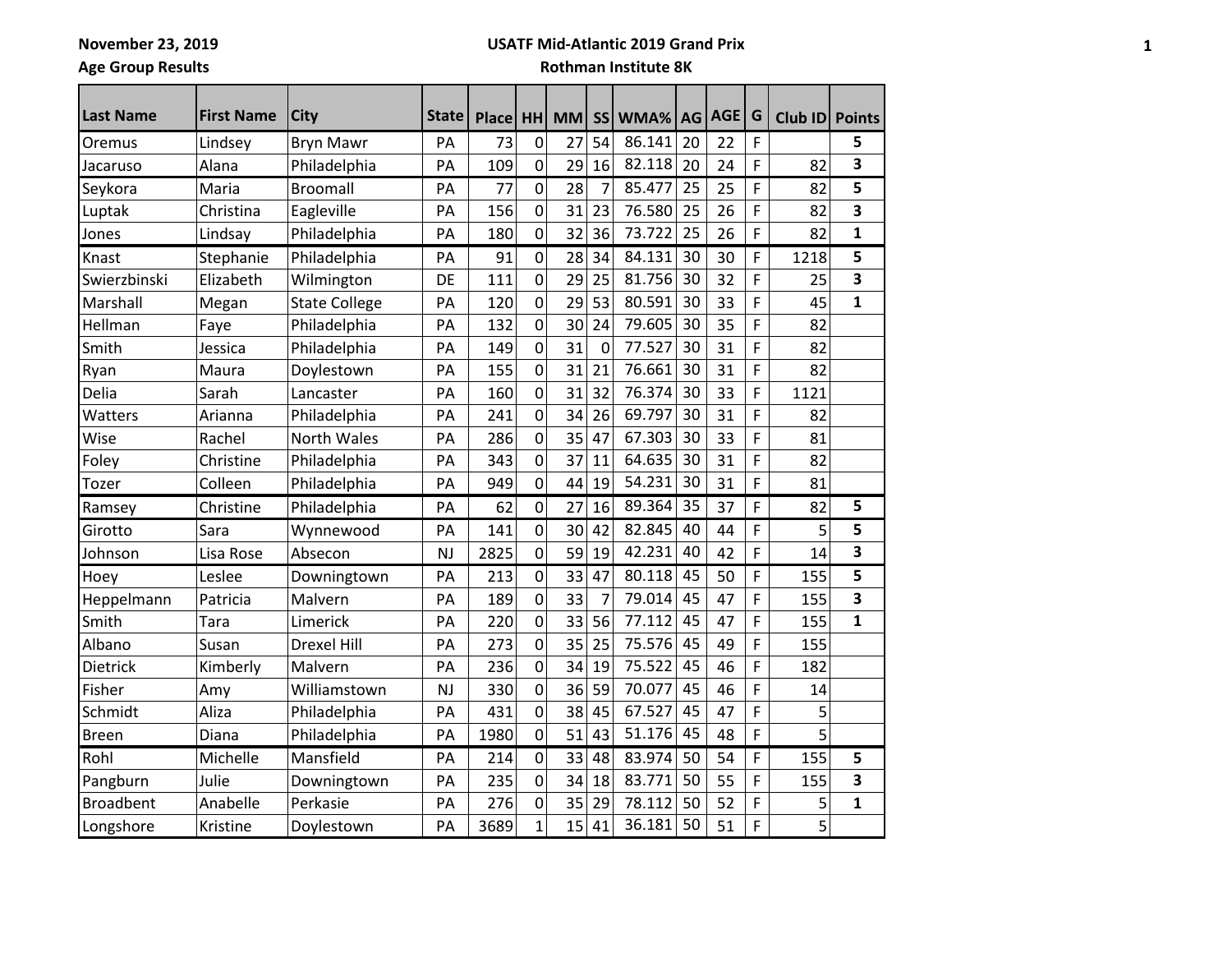November 23, 2019

Age Group Results

**USATF Mid-Atlantic 2019 Grand Prix**

**Rothman Institute 8K**

| Last Name | First Name | City | State | Place | HH | MM | SS | WMA% | AG | AGE | G | Club ID | Points |
|---|---|---|---|---|---|---|---|---|---|---|---|---|---|
| Oremus | Lindsey | Bryn Mawr | PA | 73 | 0 | 27 | 54 | 86.141 | 20 | 22 | F | | 5 |
| Jacaruso | Alana | Philadelphia | PA | 109 | 0 | 29 | 16 | 82.118 | 20 | 24 | F | 82 | 3 |
| Seykora | Maria | Broomall | PA | 77 | 0 | 28 | 7 | 85.477 | 25 | 25 | F | 82 | 5 |
| Luptak | Christina | Eagleville | PA | 156 | 0 | 31 | 23 | 76.580 | 25 | 26 | F | 82 | 3 |
| Jones | Lindsay | Philadelphia | PA | 180 | 0 | 32 | 36 | 73.722 | 25 | 26 | F | 82 | 1 |
| Knast | Stephanie | Philadelphia | PA | 91 | 0 | 28 | 34 | 84.131 | 30 | 30 | F | 1218 | 5 |
| Swierzbinski | Elizabeth | Wilmington | DE | 111 | 0 | 29 | 25 | 81.756 | 30 | 32 | F | 25 | 3 |
| Marshall | Megan | State College | PA | 120 | 0 | 29 | 53 | 80.591 | 30 | 33 | F | 45 | 1 |
| Hellman | Faye | Philadelphia | PA | 132 | 0 | 30 | 24 | 79.605 | 30 | 35 | F | 82 | |
| Smith | Jessica | Philadelphia | PA | 149 | 0 | 31 | 0 | 77.527 | 30 | 31 | F | 82 | |
| Ryan | Maura | Doylestown | PA | 155 | 0 | 31 | 21 | 76.661 | 30 | 31 | F | 82 | |
| Delia | Sarah | Lancaster | PA | 160 | 0 | 31 | 32 | 76.374 | 30 | 33 | F | 1121 | |
| Watters | Arianna | Philadelphia | PA | 241 | 0 | 34 | 26 | 69.797 | 30 | 31 | F | 82 | |
| Wise | Rachel | North Wales | PA | 286 | 0 | 35 | 47 | 67.303 | 30 | 33 | F | 81 | |
| Foley | Christine | Philadelphia | PA | 343 | 0 | 37 | 11 | 64.635 | 30 | 31 | F | 82 | |
| Tozer | Colleen | Philadelphia | PA | 949 | 0 | 44 | 19 | 54.231 | 30 | 31 | F | 81 | |
| Ramsey | Christine | Philadelphia | PA | 62 | 0 | 27 | 16 | 89.364 | 35 | 37 | F | 82 | 5 |
| Girotto | Sara | Wynnewood | PA | 141 | 0 | 30 | 42 | 82.845 | 40 | 44 | F | 5 | 5 |
| Johnson | Lisa Rose | Absecon | NJ | 2825 | 0 | 59 | 19 | 42.231 | 40 | 42 | F | 14 | 3 |
| Hoey | Leslee | Downingtown | PA | 213 | 0 | 33 | 47 | 80.118 | 45 | 50 | F | 155 | 5 |
| Heppelmann | Patricia | Malvern | PA | 189 | 0 | 33 | 7 | 79.014 | 45 | 47 | F | 155 | 3 |
| Smith | Tara | Limerick | PA | 220 | 0 | 33 | 56 | 77.112 | 45 | 47 | F | 155 | 1 |
| Albano | Susan | Drexel Hill | PA | 273 | 0 | 35 | 25 | 75.576 | 45 | 49 | F | 155 | |
| Dietrick | Kimberly | Malvern | PA | 236 | 0 | 34 | 19 | 75.522 | 45 | 46 | F | 182 | |
| Fisher | Amy | Williamstown | NJ | 330 | 0 | 36 | 59 | 70.077 | 45 | 46 | F | 14 | |
| Schmidt | Aliza | Philadelphia | PA | 431 | 0 | 38 | 45 | 67.527 | 45 | 47 | F | 5 | |
| Breen | Diana | Philadelphia | PA | 1980 | 0 | 51 | 43 | 51.176 | 45 | 48 | F | 5 | |
| Rohl | Michelle | Mansfield | PA | 214 | 0 | 33 | 48 | 83.974 | 50 | 54 | F | 155 | 5 |
| Pangburn | Julie | Downingtown | PA | 235 | 0 | 34 | 18 | 83.771 | 50 | 55 | F | 155 | 3 |
| Broadbent | Anabelle | Perkasie | PA | 276 | 0 | 35 | 29 | 78.112 | 50 | 52 | F | 5 | 1 |
| Longshore | Kristine | Doylestown | PA | 3689 | 1 | 15 | 41 | 36.181 | 50 | 51 | F | 5 | |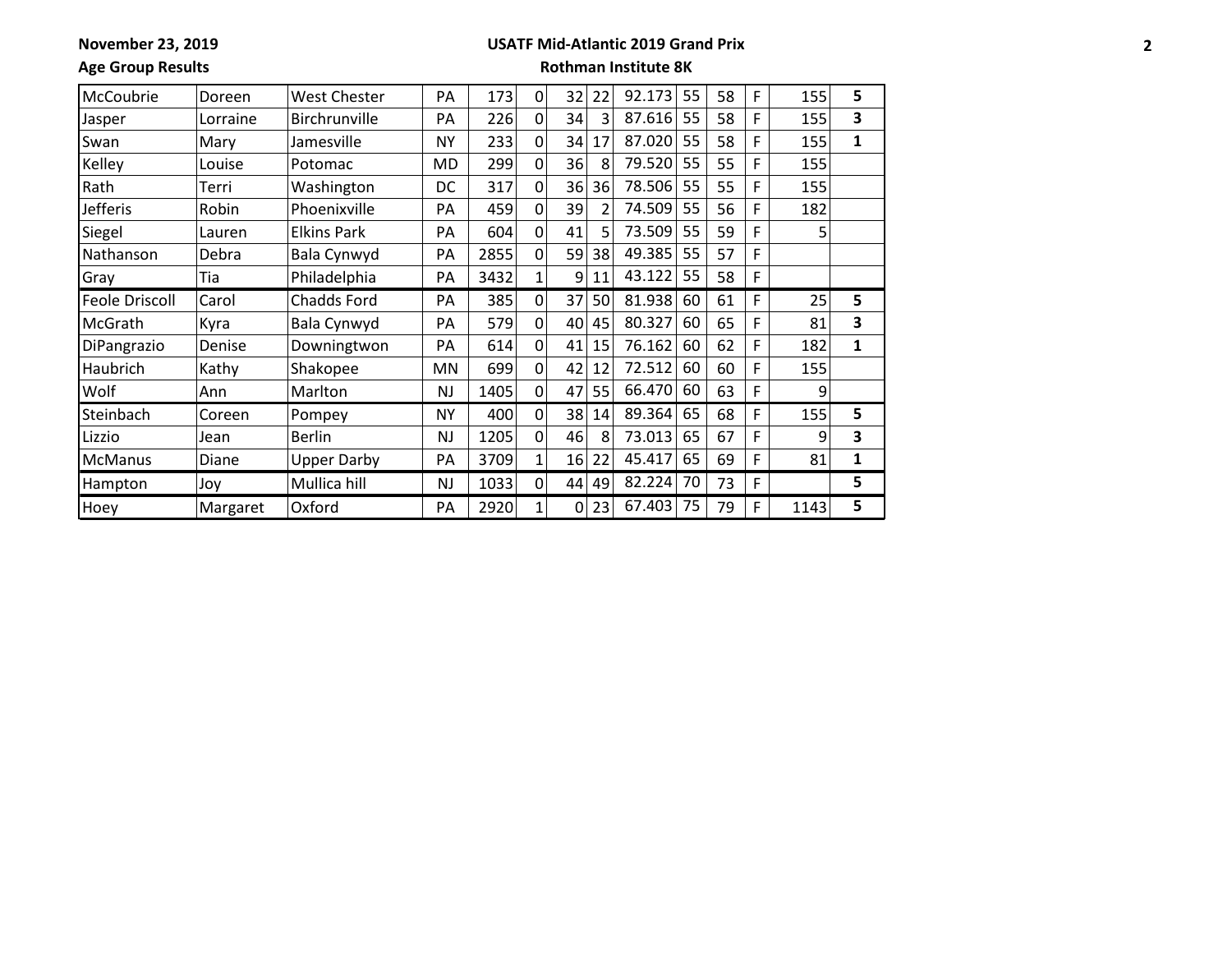November 23, 2019

**Age Group Results**

**USATF Mid-Atlantic 2019 Grand Prix**

**Rothman Institute 8K**

| | | | | | | | | | | | | | |
|---|---|---|---|---|---|---|---|---|---|---|---|---|---|
| McCoubrie | Doreen | West Chester | PA | 173 | 0 | 32 | 22 | 92.173 | 55 | 58 | F | 155 | **5** |
| Jasper | Lorraine | Birchrunville | PA | 226 | 0 | 34 | 3 | 87.616 | 55 | 58 | F | 155 | **3** |
| Swan | Mary | Jamesville | NY | 233 | 0 | 34 | 17 | 87.020 | 55 | 58 | F | 155 | **1** |
| Kelley | Louise | Potomac | MD | 299 | 0 | 36 | 8 | 79.520 | 55 | 55 | F | 155 | |
| Rath | Terri | Washington | DC | 317 | 0 | 36 | 36 | 78.506 | 55 | 55 | F | 155 | |
| Jefferis | Robin | Phoenixville | PA | 459 | 0 | 39 | 2 | 74.509 | 55 | 56 | F | 182 | |
| Siegel | Lauren | Elkins Park | PA | 604 | 0 | 41 | 5 | 73.509 | 55 | 59 | F | 5 | |
| Nathanson | Debra | Bala Cynwyd | PA | 2855 | 0 | 59 | 38 | 49.385 | 55 | 57 | F | | |
| Gray | Tia | Philadelphia | PA | 3432 | 1 | 9 | 11 | 43.122 | 55 | 58 | F | | |
| Feole Driscoll | Carol | Chadds Ford | PA | 385 | 0 | 37 | 50 | 81.938 | 60 | 61 | F | 25 | **5** |
| McGrath | Kyra | Bala Cynwyd | PA | 579 | 0 | 40 | 45 | 80.327 | 60 | 65 | F | 81 | **3** |
| DiPangrazio | Denise | Downingtwon | PA | 614 | 0 | 41 | 15 | 76.162 | 60 | 62 | F | 182 | **1** |
| Haubrich | Kathy | Shakopee | MN | 699 | 0 | 42 | 12 | 72.512 | 60 | 60 | F | 155 | |
| Wolf | Ann | Marlton | NJ | 1405 | 0 | 47 | 55 | 66.470 | 60 | 63 | F | 9 | |
| Steinbach | Coreen | Pompey | NY | 400 | 0 | 38 | 14 | 89.364 | 65 | 68 | F | 155 | **5** |
| Lizzio | Jean | Berlin | NJ | 1205 | 0 | 46 | 8 | 73.013 | 65 | 67 | F | 9 | **3** |
| McManus | Diane | Upper Darby | PA | 3709 | 1 | 16 | 22 | 45.417 | 65 | 69 | F | 81 | **1** |
| Hampton | Joy | Mullica hill | NJ | 1033 | 0 | 44 | 49 | 82.224 | 70 | 73 | F | | **5** |
| Hoey | Margaret | Oxford | PA | 2920 | 1 | 0 | 23 | 67.403 | 75 | 79 | F | 1143 | **5** |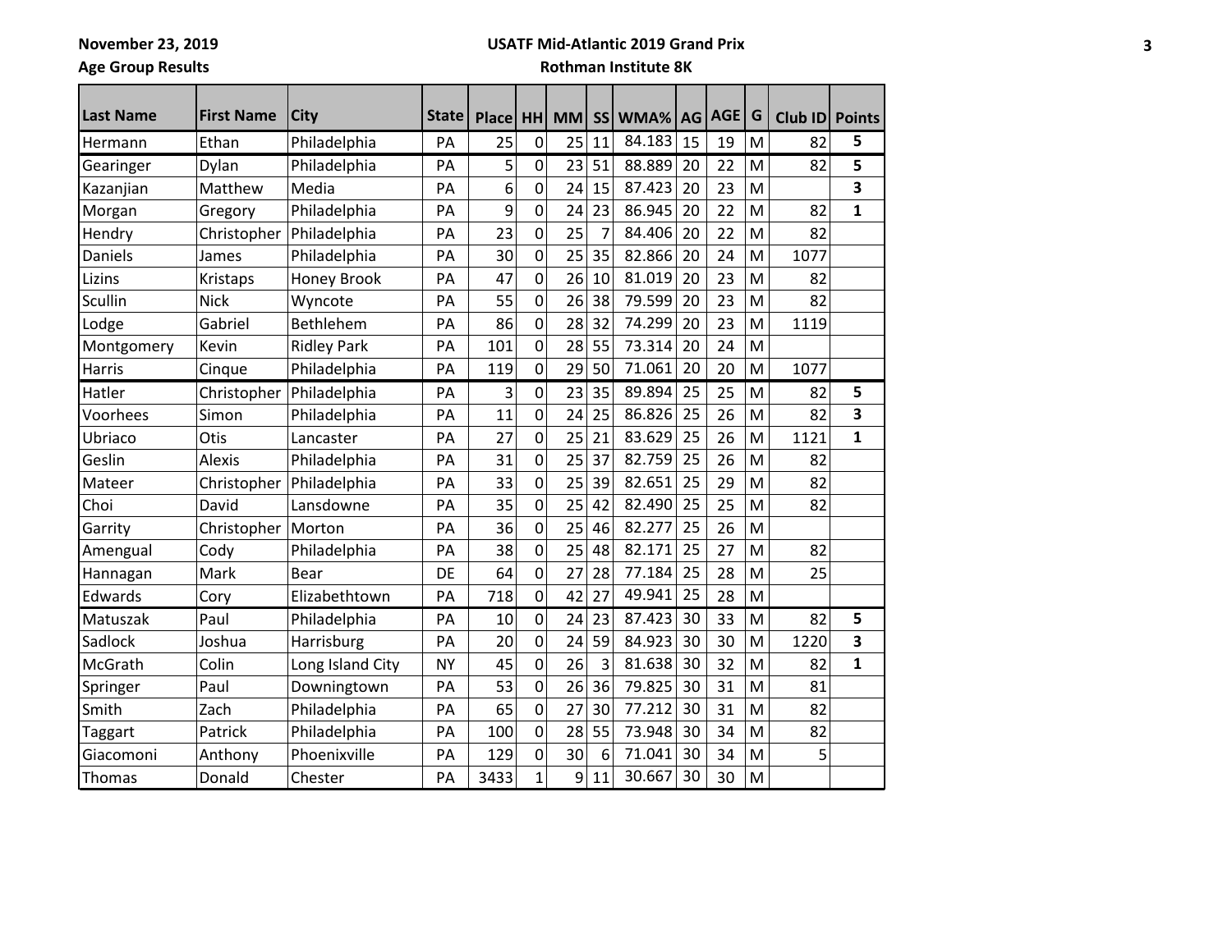**November 23, 2019**

**Age Group Results**

**USATF Mid-Atlantic 2019 Grand Prix**

**Rothman Institute 8K**

| Last Name | First Name | City | State | Place | HH | MM | SS | WMA% | AG | AGE | G | Club ID | Points |
|---|---|---|---|---|---|---|---|---|---|---|---|---|---|
| Hermann | Ethan | Philadelphia | PA | 25 | 0 | 25 | 11 | 84.183 | 15 | 19 | M | 82 | **5** |
| Gearinger | Dylan | Philadelphia | PA | 5 | 0 | 23 | 51 | 88.889 | 20 | 22 | M | 82 | **5** |
| Kazanjian | Matthew | Media | PA | 6 | 0 | 24 | 15 | 87.423 | 20 | 23 | M | | **3** |
| Morgan | Gregory | Philadelphia | PA | 9 | 0 | 24 | 23 | 86.945 | 20 | 22 | M | 82 | **1** |
| Hendry | Christopher | Philadelphia | PA | 23 | 0 | 25 | 7 | 84.406 | 20 | 22 | M | 82 | |
| Daniels | James | Philadelphia | PA | 30 | 0 | 25 | 35 | 82.866 | 20 | 24 | M | 1077 | |
| Lizins | Kristaps | Honey Brook | PA | 47 | 0 | 26 | 10 | 81.019 | 20 | 23 | M | 82 | |
| Scullin | Nick | Wyncote | PA | 55 | 0 | 26 | 38 | 79.599 | 20 | 23 | M | 82 | |
| Lodge | Gabriel | Bethlehem | PA | 86 | 0 | 28 | 32 | 74.299 | 20 | 23 | M | 1119 | |
| Montgomery | Kevin | Ridley Park | PA | 101 | 0 | 28 | 55 | 73.314 | 20 | 24 | M | | |
| Harris | Cinque | Philadelphia | PA | 119 | 0 | 29 | 50 | 71.061 | 20 | 20 | M | 1077 | |
| Hatler | Christopher | Philadelphia | PA | 3 | 0 | 23 | 35 | 89.894 | 25 | 25 | M | 82 | **5** |
| Voorhees | Simon | Philadelphia | PA | 11 | 0 | 24 | 25 | 86.826 | 25 | 26 | M | 82 | **3** |
| Ubriaco | Otis | Lancaster | PA | 27 | 0 | 25 | 21 | 83.629 | 25 | 26 | M | 1121 | **1** |
| Geslin | Alexis | Philadelphia | PA | 31 | 0 | 25 | 37 | 82.759 | 25 | 26 | M | 82 | |
| Mateer | Christopher | Philadelphia | PA | 33 | 0 | 25 | 39 | 82.651 | 25 | 29 | M | 82 | |
| Choi | David | Lansdowne | PA | 35 | 0 | 25 | 42 | 82.490 | 25 | 25 | M | 82 | |
| Garrity | Christopher | Morton | PA | 36 | 0 | 25 | 46 | 82.277 | 25 | 26 | M | | |
| Amengual | Cody | Philadelphia | PA | 38 | 0 | 25 | 48 | 82.171 | 25 | 27 | M | 82 | |
| Hannagan | Mark | Bear | DE | 64 | 0 | 27 | 28 | 77.184 | 25 | 28 | M | 25 | |
| Edwards | Cory | Elizabethtown | PA | 718 | 0 | 42 | 27 | 49.941 | 25 | 28 | M | | |
| Matuszak | Paul | Philadelphia | PA | 10 | 0 | 24 | 23 | 87.423 | 30 | 33 | M | 82 | **5** |
| Sadlock | Joshua | Harrisburg | PA | 20 | 0 | 24 | 59 | 84.923 | 30 | 30 | M | 1220 | **3** |
| McGrath | Colin | Long Island City | NY | 45 | 0 | 26 | 3 | 81.638 | 30 | 32 | M | 82 | **1** |
| Springer | Paul | Downingtown | PA | 53 | 0 | 26 | 36 | 79.825 | 30 | 31 | M | 81 | |
| Smith | Zach | Philadelphia | PA | 65 | 0 | 27 | 30 | 77.212 | 30 | 31 | M | 82 | |
| Taggart | Patrick | Philadelphia | PA | 100 | 0 | 28 | 55 | 73.948 | 30 | 34 | M | 82 | |
| Giacomoni | Anthony | Phoenixville | PA | 129 | 0 | 30 | 6 | 71.041 | 30 | 34 | M | 5 | |
| Thomas | Donald | Chester | PA | 3433 | 1 | 9 | 11 | 30.667 | 30 | 30 | M | | |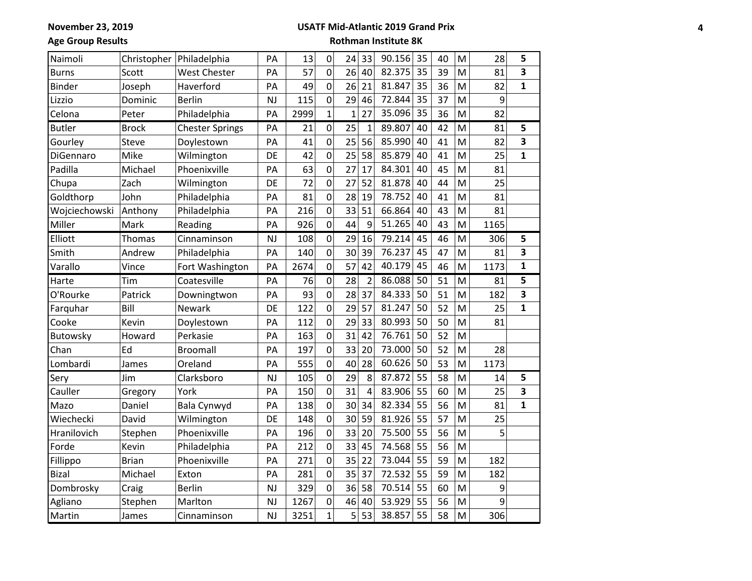November 23, 2019

Age Group Results

**USATF Mid-Atlantic 2019 Grand Prix**

**Rothman Institute 8K**

| | | | | | | | | | | | | | |
|---|---|---|---|---|---|---|---|---|---|---|---|---|---|
| Naimoli | Christopher | Philadelphia | PA | 13 | 0 | 24 | 33 | 90.156 | 35 | 40 | M | 28 | **5** |
| Burns | Scott | West Chester | PA | 57 | 0 | 26 | 40 | 82.375 | 35 | 39 | M | 81 | **3** |
| Binder | Joseph | Haverford | PA | 49 | 0 | 26 | 21 | 81.847 | 35 | 36 | M | 82 | **1** |
| Lizzio | Dominic | Berlin | NJ | 115 | 0 | 29 | 46 | 72.844 | 35 | 37 | M | 9 | |
| Celona | Peter | Philadelphia | PA | 2999 | 1 | 1 | 27 | 35.096 | 35 | 36 | M | 82 | |
| Butler | Brock | Chester Springs | PA | 21 | 0 | 25 | 1 | 89.807 | 40 | 42 | M | 81 | **5** |
| Gourley | Steve | Doylestown | PA | 41 | 0 | 25 | 56 | 85.990 | 40 | 41 | M | 82 | **3** |
| DiGennaro | Mike | Wilmington | DE | 42 | 0 | 25 | 58 | 85.879 | 40 | 41 | M | 25 | **1** |
| Padilla | Michael | Phoenixville | PA | 63 | 0 | 27 | 17 | 84.301 | 40 | 45 | M | 81 | |
| Chupa | Zach | Wilmington | DE | 72 | 0 | 27 | 52 | 81.878 | 40 | 44 | M | 25 | |
| Goldthorp | John | Philadelphia | PA | 81 | 0 | 28 | 19 | 78.752 | 40 | 41 | M | 81 | |
| Wojciechowski | Anthony | Philadelphia | PA | 216 | 0 | 33 | 51 | 66.864 | 40 | 43 | M | 81 | |
| Miller | Mark | Reading | PA | 926 | 0 | 44 | 9 | 51.265 | 40 | 43 | M | 1165 | |
| Elliott | Thomas | Cinnaminson | NJ | 108 | 0 | 29 | 16 | 79.214 | 45 | 46 | M | 306 | **5** |
| Smith | Andrew | Philadelphia | PA | 140 | 0 | 30 | 39 | 76.237 | 45 | 47 | M | 81 | **3** |
| Varallo | Vince | Fort Washington | PA | 2674 | 0 | 57 | 42 | 40.179 | 45 | 46 | M | 1173 | **1** |
| Harte | Tim | Coatesville | PA | 76 | 0 | 28 | 2 | 86.088 | 50 | 51 | M | 81 | **5** |
| O'Rourke | Patrick | Downingtwon | PA | 93 | 0 | 28 | 37 | 84.333 | 50 | 51 | M | 182 | **3** |
| Farquhar | Bill | Newark | DE | 122 | 0 | 29 | 57 | 81.247 | 50 | 52 | M | 25 | **1** |
| Cooke | Kevin | Doylestown | PA | 112 | 0 | 29 | 33 | 80.993 | 50 | 50 | M | 81 | |
| Butowsky | Howard | Perkasie | PA | 163 | 0 | 31 | 42 | 76.761 | 50 | 52 | M | | |
| Chan | Ed | Broomall | PA | 197 | 0 | 33 | 20 | 73.000 | 50 | 52 | M | 28 | |
| Lombardi | James | Oreland | PA | 555 | 0 | 40 | 28 | 60.626 | 50 | 53 | M | 1173 | |
| Sery | Jim | Clarksboro | NJ | 105 | 0 | 29 | 8 | 87.872 | 55 | 58 | M | 14 | **5** |
| Cauller | Gregory | York | PA | 150 | 0 | 31 | 4 | 83.906 | 55 | 60 | M | 25 | **3** |
| Mazo | Daniel | Bala Cynwyd | PA | 138 | 0 | 30 | 34 | 82.334 | 55 | 56 | M | 81 | **1** |
| Wiechecki | David | Wilmington | DE | 148 | 0 | 30 | 59 | 81.926 | 55 | 57 | M | 25 | |
| Hranilovich | Stephen | Phoenixville | PA | 196 | 0 | 33 | 20 | 75.500 | 55 | 56 | M | 5 | |
| Forde | Kevin | Philadelphia | PA | 212 | 0 | 33 | 45 | 74.568 | 55 | 56 | M | | |
| Fillippo | Brian | Phoenixville | PA | 271 | 0 | 35 | 22 | 73.044 | 55 | 59 | M | 182 | |
| Bizal | Michael | Exton | PA | 281 | 0 | 35 | 37 | 72.532 | 55 | 59 | M | 182 | |
| Dombrosky | Craig | Berlin | NJ | 329 | 0 | 36 | 58 | 70.514 | 55 | 60 | M | 9 | |
| Agliano | Stephen | Marlton | NJ | 1267 | 0 | 46 | 40 | 53.929 | 55 | 56 | M | 9 | |
| Martin | James | Cinnaminson | NJ | 3251 | 1 | 5 | 53 | 38.857 | 55 | 58 | M | 306 | |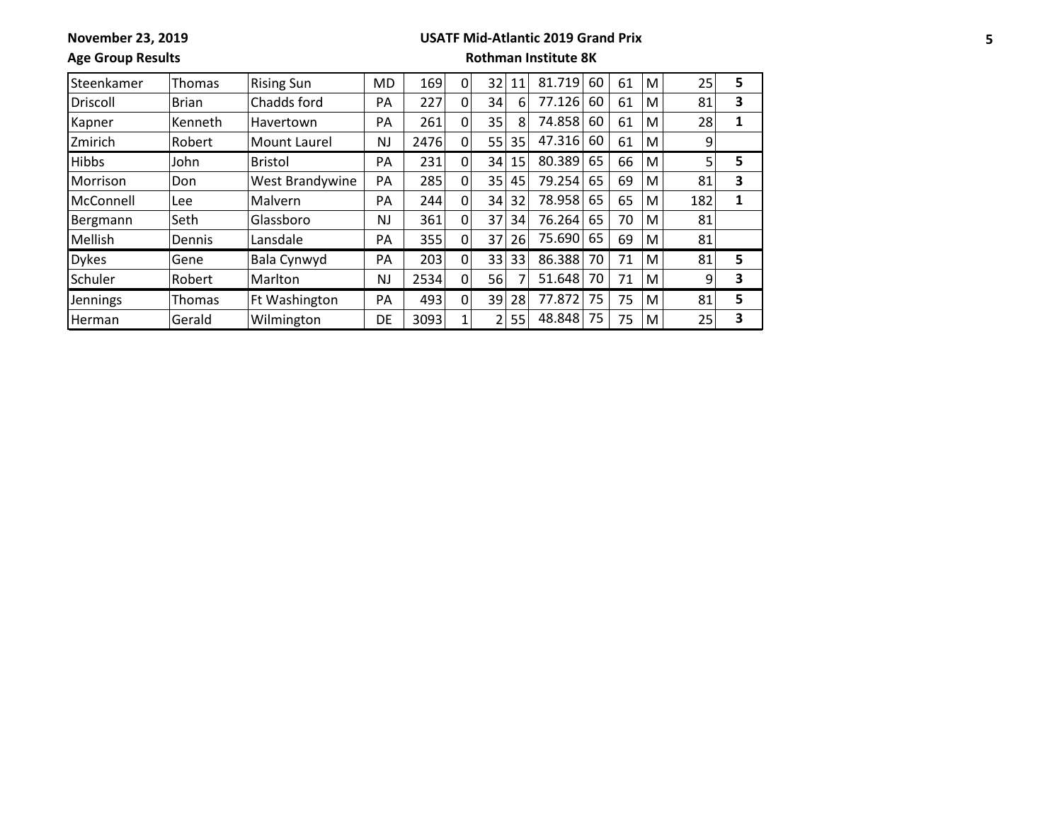**November 23, 2019**

**Age Group Results**

**USATF Mid-Atlantic 2019 Grand Prix**

**Rothman Institute 8K**

| | | | | | | | | | | | | | |
|---|---|---|---|---|---|---|---|---|---|---|---|---|---|
| Steenkamer | Thomas | Rising Sun | MD | 169 | 0 | 32 | 11 | 81.719 | 60 | 61 | M | 25 | **5** |
| Driscoll | Brian | Chadds ford | PA | 227 | 0 | 34 | 6 | 77.126 | 60 | 61 | M | 81 | **3** |
| Kapner | Kenneth | Havertown | PA | 261 | 0 | 35 | 8 | 74.858 | 60 | 61 | M | 28 | **1** |
| Zmirich | Robert | Mount Laurel | NJ | 2476 | 0 | 55 | 35 | 47.316 | 60 | 61 | M | 9 | |
| Hibbs | John | Bristol | PA | 231 | 0 | 34 | 15 | 80.389 | 65 | 66 | M | 5 | **5** |
| Morrison | Don | West Brandywine | PA | 285 | 0 | 35 | 45 | 79.254 | 65 | 69 | M | 81 | **3** |
| McConnell | Lee | Malvern | PA | 244 | 0 | 34 | 32 | 78.958 | 65 | 65 | M | 182 | **1** |
| Bergmann | Seth | Glassboro | NJ | 361 | 0 | 37 | 34 | 76.264 | 65 | 70 | M | 81 | |
| Mellish | Dennis | Lansdale | PA | 355 | 0 | 37 | 26 | 75.690 | 65 | 69 | M | 81 | |
| Dykes | Gene | Bala Cynwyd | PA | 203 | 0 | 33 | 33 | 86.388 | 70 | 71 | M | 81 | **5** |
| Schuler | Robert | Marlton | NJ | 2534 | 0 | 56 | 7 | 51.648 | 70 | 71 | M | 9 | **3** |
| Jennings | Thomas | Ft Washington | PA | 493 | 0 | 39 | 28 | 77.872 | 75 | 75 | M | 81 | **5** |
| Herman | Gerald | Wilmington | DE | 3093 | 1 | 2 | 55 | 48.848 | 75 | 75 | M | 25 | **3** |